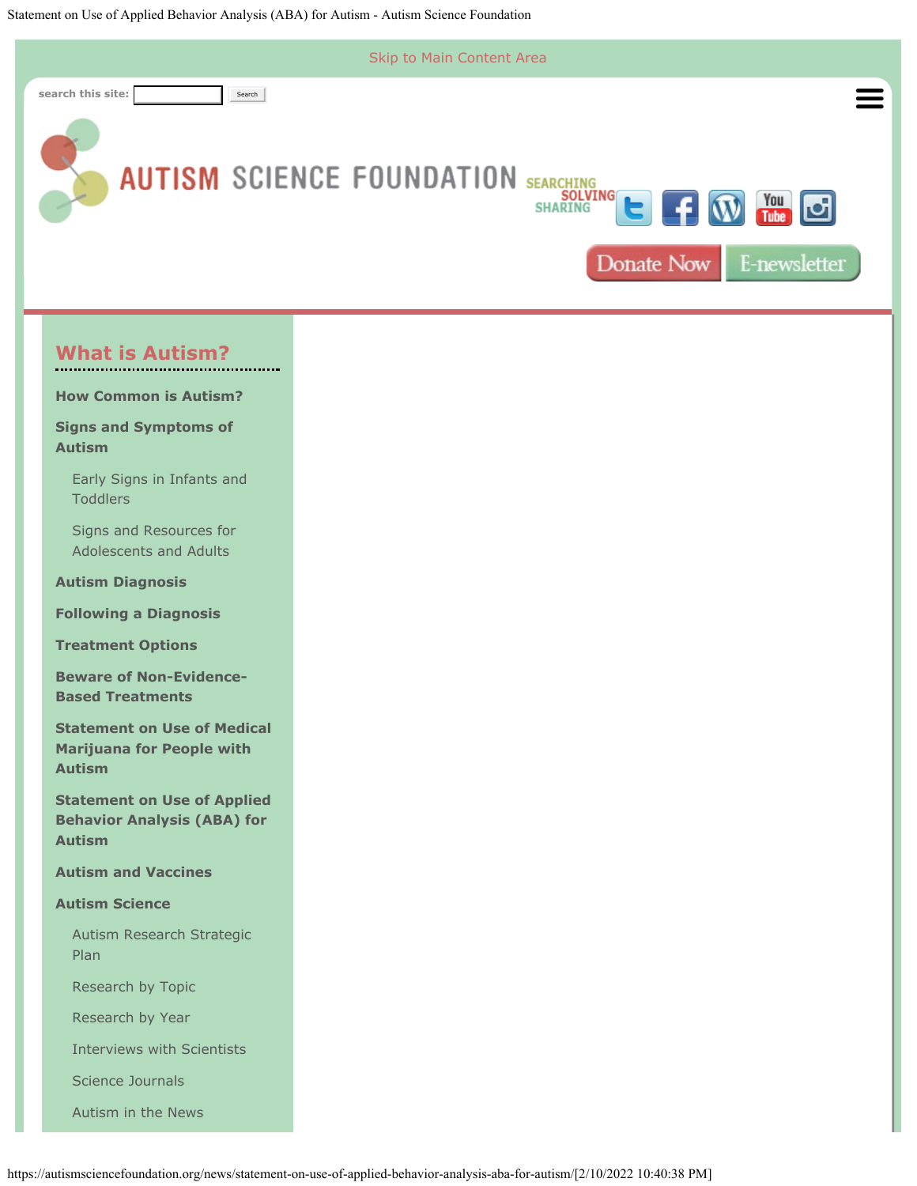Skip to Main Content Area

search this site: Search

AUTISM SCIENCE FOUNDATION SEARCHING SOLVING SHARING

Donate Now E-newsletter

## What is Autism?

**How Common is Autism?**

**Signs and Symptoms of Autism**

- Early Signs in Infants and Toddlers
- Signs and Resources for Adolescents and Adults

**Autism Diagnosis**

**Following a Diagnosis**

**Treatment Options**

**Beware of Non-Evidence-Based Treatments**

**Statement on Use of Medical Marijuana for People with Autism**

**Statement on Use of Applied Behavior Analysis (ABA) for Autism**

**Autism and Vaccines**

**Autism Science**

- Autism Research Strategic Plan
- Research by Topic
- Research by Year
- Interviews with Scientists
- Science Journals
- Autism in the News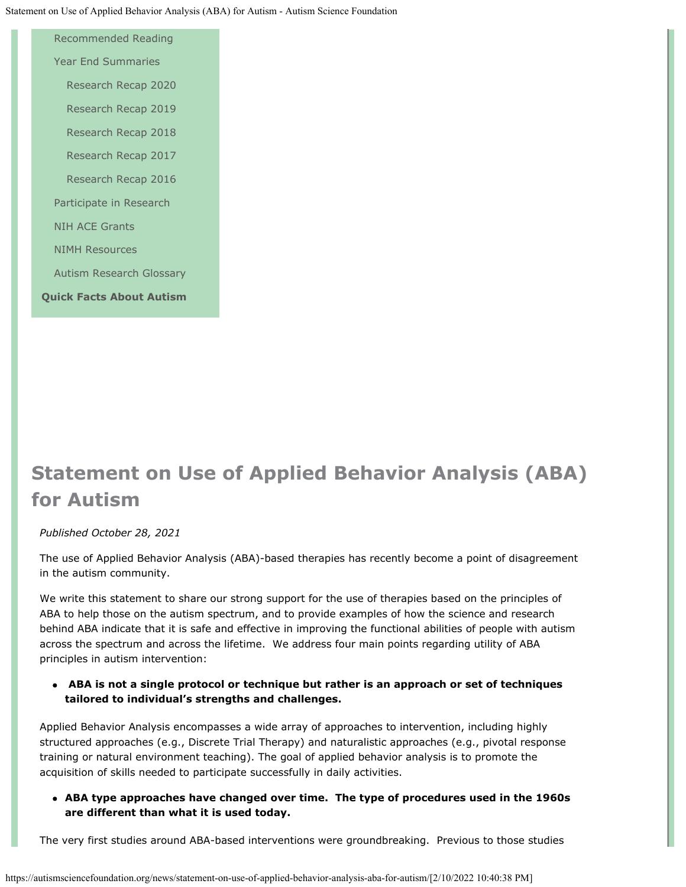Recommended Reading

Year End Summaries

Research Recap 2020

Research Recap 2019

Research Recap 2018

Research Recap 2017

Research Recap 2016

Participate in Research

NIH ACE Grants

NIMH Resources

Autism Research Glossary

**Quick Facts About Autism**

# Statement on Use of Applied Behavior Analysis (ABA) for Autism

*Published October 28, 2021*

The use of Applied Behavior Analysis (ABA)-based therapies has recently become a point of disagreement in the autism community.

We write this statement to share our strong support for the use of therapies based on the principles of ABA to help those on the autism spectrum, and to provide examples of how the science and research behind ABA indicate that it is safe and effective in improving the functional abilities of people with autism across the spectrum and across the lifetime. We address four main points regarding utility of ABA principles in autism intervention:

- **ABA is not a single protocol or technique but rather is an approach or set of techniques tailored to individual's strengths and challenges.**

Applied Behavior Analysis encompasses a wide array of approaches to intervention, including highly structured approaches (e.g., Discrete Trial Therapy) and naturalistic approaches (e.g., pivotal response training or natural environment teaching). The goal of applied behavior analysis is to promote the acquisition of skills needed to participate successfully in daily activities.

- **ABA type approaches have changed over time. The type of procedures used in the 1960s are different than what it is used today.**

The very first studies around ABA-based interventions were groundbreaking. Previous to those studies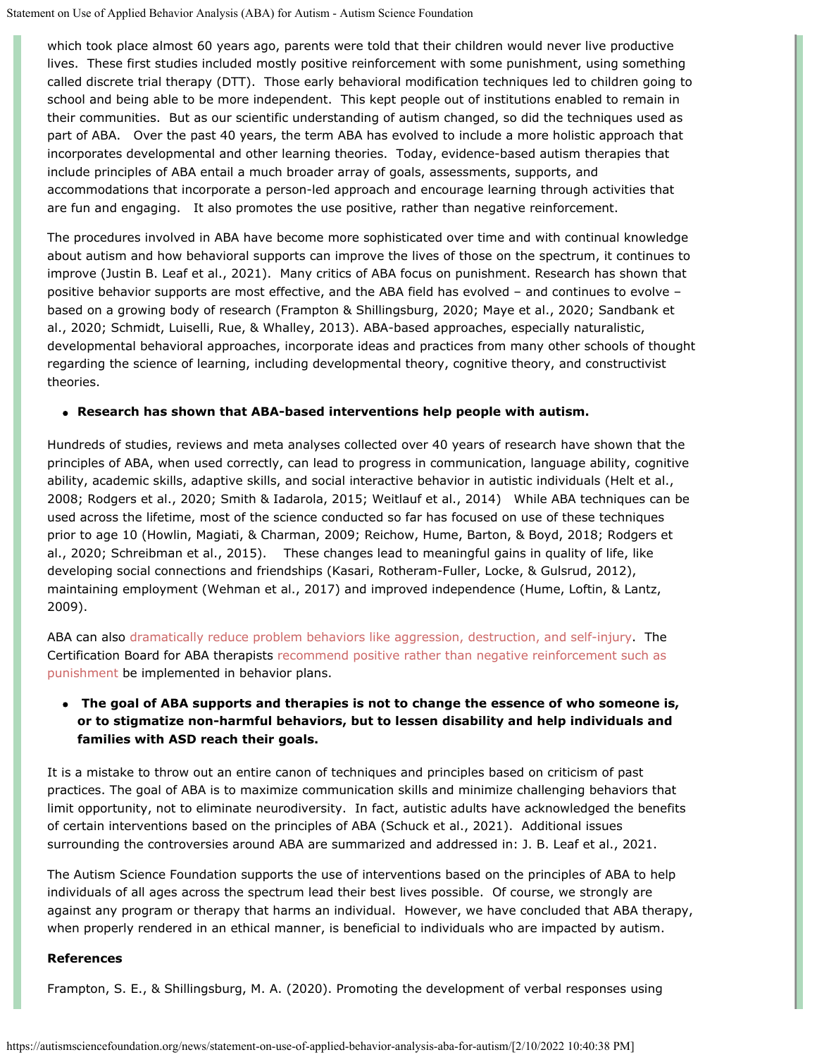which took place almost 60 years ago, parents were told that their children would never live productive lives. These first studies included mostly positive reinforcement with some punishment, using something called discrete trial therapy (DTT). Those early behavioral modification techniques led to children going to school and being able to be more independent. This kept people out of institutions enabled to remain in their communities. But as our scientific understanding of autism changed, so did the techniques used as part of ABA. Over the past 40 years, the term ABA has evolved to include a more holistic approach that incorporates developmental and other learning theories. Today, evidence-based autism therapies that include principles of ABA entail a much broader array of goals, assessments, supports, and accommodations that incorporate a person-led approach and encourage learning through activities that are fun and engaging. It also promotes the use positive, rather than negative reinforcement.

The procedures involved in ABA have become more sophisticated over time and with continual knowledge about autism and how behavioral supports can improve the lives of those on the spectrum, it continues to improve (Justin B. Leaf et al., 2021). Many critics of ABA focus on punishment. Research has shown that positive behavior supports are most effective, and the ABA field has evolved – and continues to evolve – based on a growing body of research (Frampton & Shillingsburg, 2020; Maye et al., 2020; Sandbank et al., 2020; Schmidt, Luiselli, Rue, & Whalley, 2013). ABA-based approaches, especially naturalistic, developmental behavioral approaches, incorporate ideas and practices from many other schools of thought regarding the science of learning, including developmental theory, cognitive theory, and constructivist theories.

- **Research has shown that ABA-based interventions help people with autism.**

Hundreds of studies, reviews and meta analyses collected over 40 years of research have shown that the principles of ABA, when used correctly, can lead to progress in communication, language ability, cognitive ability, academic skills, adaptive skills, and social interactive behavior in autistic individuals (Helt et al., 2008; Rodgers et al., 2020; Smith & Iadarola, 2015; Weitlauf et al., 2014) While ABA techniques can be used across the lifetime, most of the science conducted so far has focused on use of these techniques prior to age 10 (Howlin, Magiati, & Charman, 2009; Reichow, Hume, Barton, & Boyd, 2018; Rodgers et al., 2020; Schreibman et al., 2015). These changes lead to meaningful gains in quality of life, like developing social connections and friendships (Kasari, Rotheram-Fuller, Locke, & Gulsrud, 2012), maintaining employment (Wehman et al., 2017) and improved independence (Hume, Loftin, & Lantz, 2009).

ABA can also dramatically reduce problem behaviors like aggression, destruction, and self-injury. The Certification Board for ABA therapists recommend positive rather than negative reinforcement such as punishment be implemented in behavior plans.

- **The goal of ABA supports and therapies is not to change the essence of who someone is, or to stigmatize non-harmful behaviors, but to lessen disability and help individuals and families with ASD reach their goals.**

It is a mistake to throw out an entire canon of techniques and principles based on criticism of past practices. The goal of ABA is to maximize communication skills and minimize challenging behaviors that limit opportunity, not to eliminate neurodiversity. In fact, autistic adults have acknowledged the benefits of certain interventions based on the principles of ABA (Schuck et al., 2021). Additional issues surrounding the controversies around ABA are summarized and addressed in: J. B. Leaf et al., 2021.

The Autism Science Foundation supports the use of interventions based on the principles of ABA to help individuals of all ages across the spectrum lead their best lives possible. Of course, we strongly are against any program or therapy that harms an individual. However, we have concluded that ABA therapy, when properly rendered in an ethical manner, is beneficial to individuals who are impacted by autism.

**References**

Frampton, S. E., & Shillingsburg, M. A. (2020). Promoting the development of verbal responses using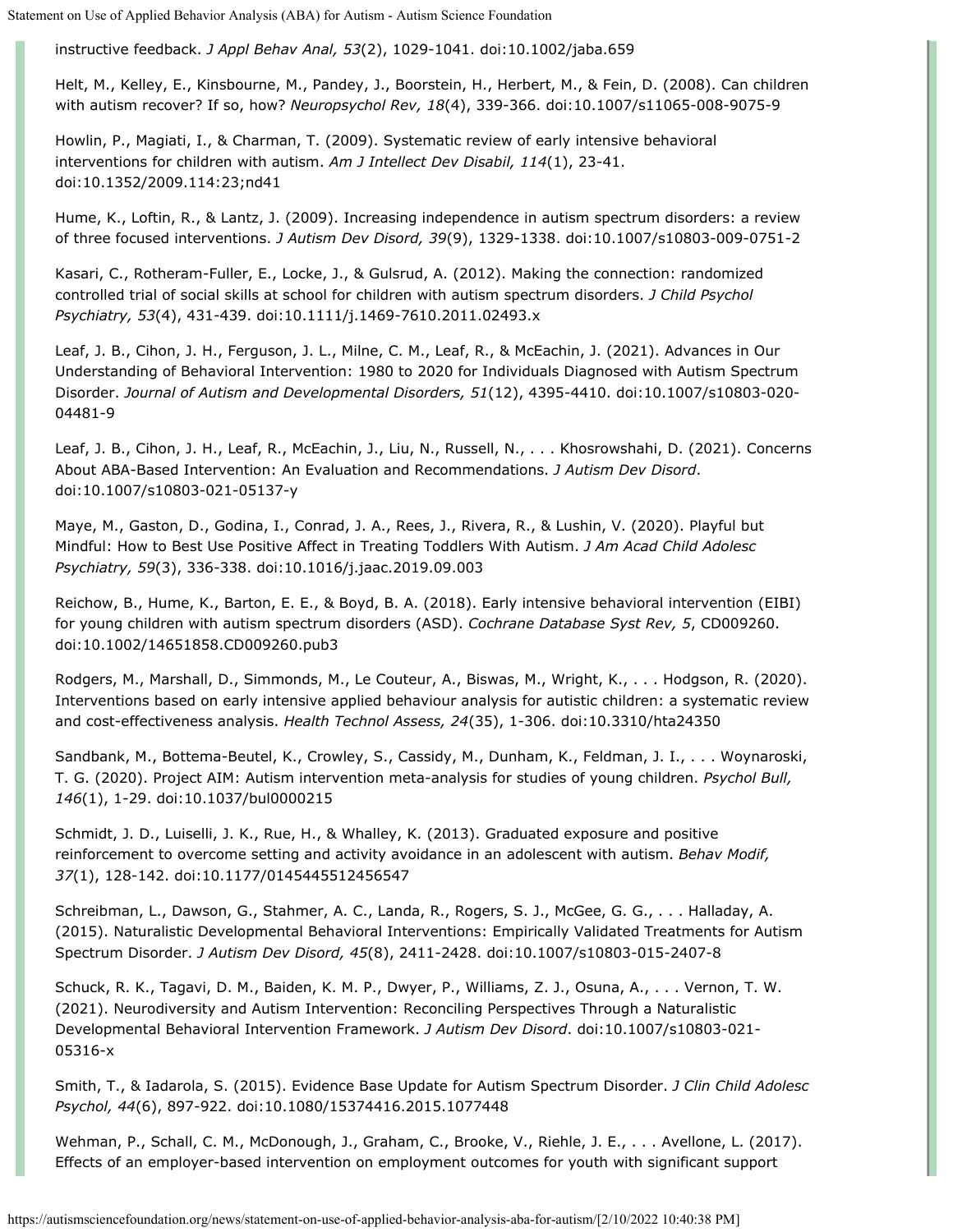instructive feedback. *J Appl Behav Anal, 53*(2), 1029-1041. doi:10.1002/jaba.659

Helt, M., Kelley, E., Kinsbourne, M., Pandey, J., Boorstein, H., Herbert, M., & Fein, D. (2008). Can children with autism recover? If so, how? *Neuropsychol Rev, 18*(4), 339-366. doi:10.1007/s11065-008-9075-9

Howlin, P., Magiati, I., & Charman, T. (2009). Systematic review of early intensive behavioral interventions for children with autism. *Am J Intellect Dev Disabil, 114*(1), 23-41. doi:10.1352/2009.114:23;nd41

Hume, K., Loftin, R., & Lantz, J. (2009). Increasing independence in autism spectrum disorders: a review of three focused interventions. *J Autism Dev Disord, 39*(9), 1329-1338. doi:10.1007/s10803-009-0751-2

Kasari, C., Rotheram-Fuller, E., Locke, J., & Gulsrud, A. (2012). Making the connection: randomized controlled trial of social skills at school for children with autism spectrum disorders. *J Child Psychol Psychiatry, 53*(4), 431-439. doi:10.1111/j.1469-7610.2011.02493.x

Leaf, J. B., Cihon, J. H., Ferguson, J. L., Milne, C. M., Leaf, R., & McEachin, J. (2021). Advances in Our Understanding of Behavioral Intervention: 1980 to 2020 for Individuals Diagnosed with Autism Spectrum Disorder. *Journal of Autism and Developmental Disorders, 51*(12), 4395-4410. doi:10.1007/s10803-020-04481-9

Leaf, J. B., Cihon, J. H., Leaf, R., McEachin, J., Liu, N., Russell, N., . . . Khosrowshahi, D. (2021). Concerns About ABA-Based Intervention: An Evaluation and Recommendations. *J Autism Dev Disord*. doi:10.1007/s10803-021-05137-y

Maye, M., Gaston, D., Godina, I., Conrad, J. A., Rees, J., Rivera, R., & Lushin, V. (2020). Playful but Mindful: How to Best Use Positive Affect in Treating Toddlers With Autism. *J Am Acad Child Adolesc Psychiatry, 59*(3), 336-338. doi:10.1016/j.jaac.2019.09.003

Reichow, B., Hume, K., Barton, E. E., & Boyd, B. A. (2018). Early intensive behavioral intervention (EIBI) for young children with autism spectrum disorders (ASD). *Cochrane Database Syst Rev, 5*, CD009260. doi:10.1002/14651858.CD009260.pub3

Rodgers, M., Marshall, D., Simmonds, M., Le Couteur, A., Biswas, M., Wright, K., . . . Hodgson, R. (2020). Interventions based on early intensive applied behaviour analysis for autistic children: a systematic review and cost-effectiveness analysis. *Health Technol Assess, 24*(35), 1-306. doi:10.3310/hta24350

Sandbank, M., Bottema-Beutel, K., Crowley, S., Cassidy, M., Dunham, K., Feldman, J. I., . . . Woynaroski, T. G. (2020). Project AIM: Autism intervention meta-analysis for studies of young children. *Psychol Bull, 146*(1), 1-29. doi:10.1037/bul0000215

Schmidt, J. D., Luiselli, J. K., Rue, H., & Whalley, K. (2013). Graduated exposure and positive reinforcement to overcome setting and activity avoidance in an adolescent with autism. *Behav Modif, 37*(1), 128-142. doi:10.1177/0145445512456547

Schreibman, L., Dawson, G., Stahmer, A. C., Landa, R., Rogers, S. J., McGee, G. G., . . . Halladay, A. (2015). Naturalistic Developmental Behavioral Interventions: Empirically Validated Treatments for Autism Spectrum Disorder. *J Autism Dev Disord, 45*(8), 2411-2428. doi:10.1007/s10803-015-2407-8

Schuck, R. K., Tagavi, D. M., Baiden, K. M. P., Dwyer, P., Williams, Z. J., Osuna, A., . . . Vernon, T. W. (2021). Neurodiversity and Autism Intervention: Reconciling Perspectives Through a Naturalistic Developmental Behavioral Intervention Framework. *J Autism Dev Disord*. doi:10.1007/s10803-021-05316-x

Smith, T., & Iadarola, S. (2015). Evidence Base Update for Autism Spectrum Disorder. *J Clin Child Adolesc Psychol, 44*(6), 897-922. doi:10.1080/15374416.2015.1077448

Wehman, P., Schall, C. M., McDonough, J., Graham, C., Brooke, V., Riehle, J. E., . . . Avellone, L. (2017). Effects of an employer-based intervention on employment outcomes for youth with significant support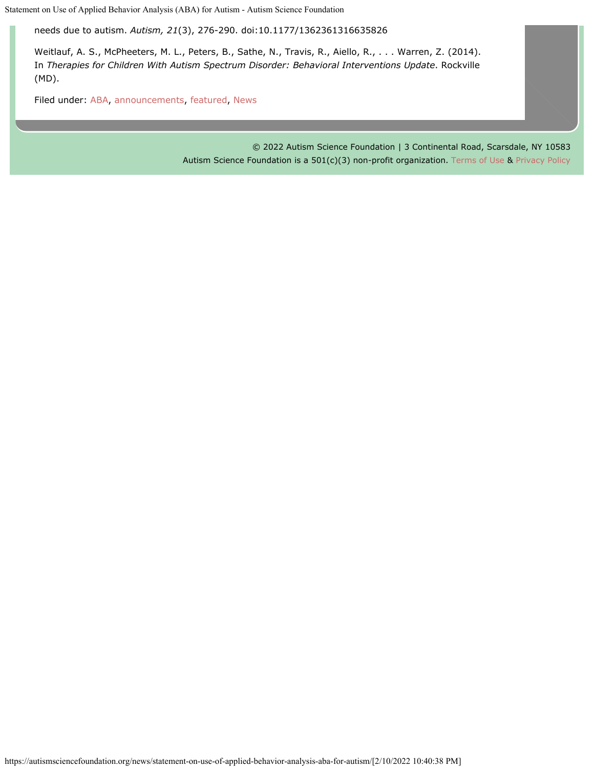needs due to autism. *Autism, 21*(3), 276-290. doi:10.1177/1362361316635826

Weitlauf, A. S., McPheeters, M. L., Peters, B., Sathe, N., Travis, R., Aiello, R., . . . Warren, Z. (2014). In *Therapies for Children With Autism Spectrum Disorder: Behavioral Interventions Update*. Rockville (MD).

Filed under: ABA, announcements, featured, News

© 2022 Autism Science Foundation | 3 Continental Road, Scarsdale, NY 10583
Autism Science Foundation is a 501(c)(3) non-profit organization. Terms of Use & Privacy Policy